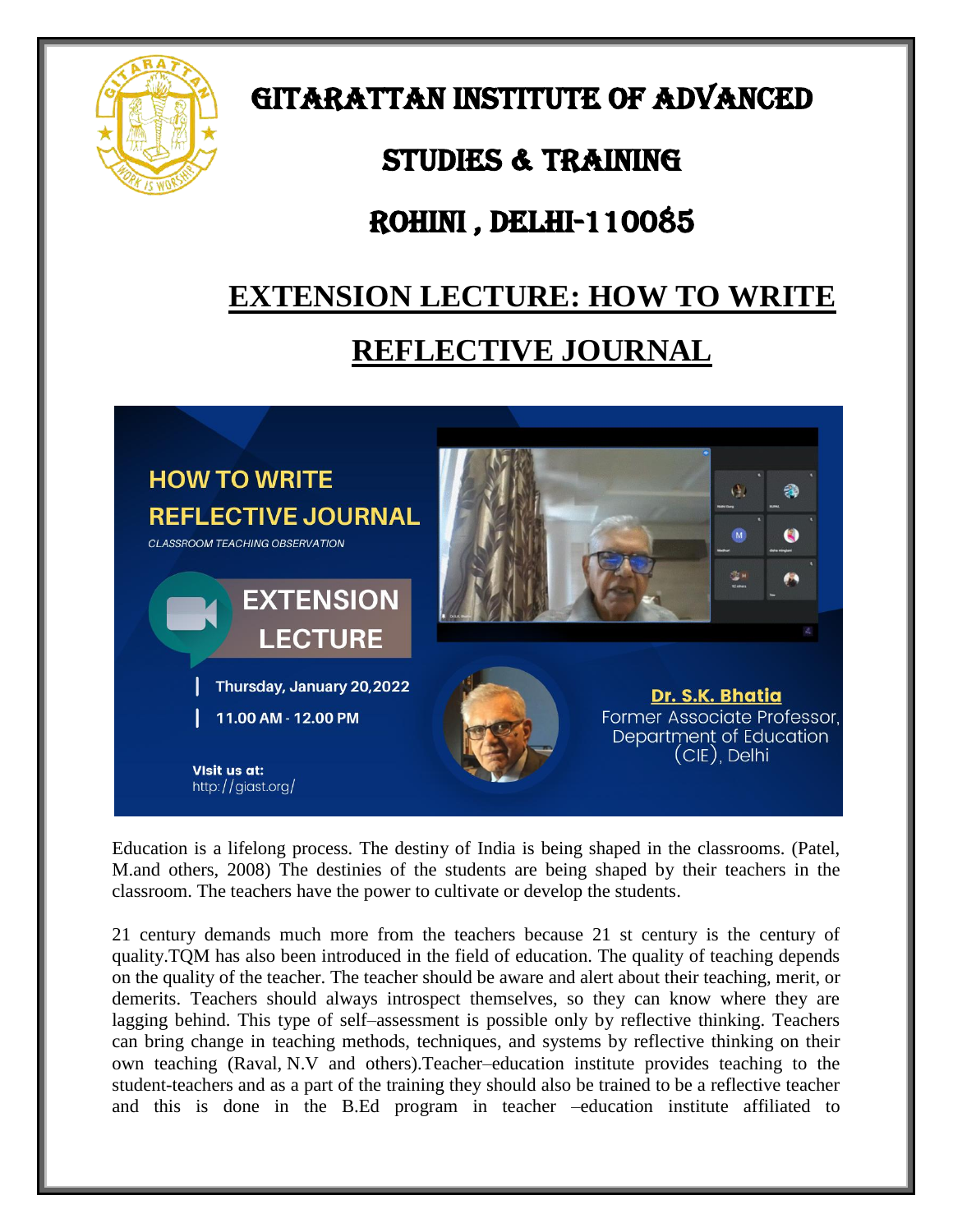# GITARATTAN INSTITUTE OF ADVANCED STUDIES & TRAINING

# ROHINI , DELHI-110085

## EXTENSION LECTURE: HOW TO WRITE REFLECTIVE JOURNAL

HOW TO WRITE REFLECTIVE JOURNAL

*CLASSROOM TEACHING OBSERVATION*

EXTENSION LECTURE

Thursday, January 20,2022

11.00 AM - 12.00 PM

Visit us at:
http://giast.org/

**Dr. S.K. Bhatia**
Former Associate Professor, Department of Education (CIE), Delhi

Education is a lifelong process. The destiny of India is being shaped in the classrooms. (Patel, M.and others, 2008) The destinies of the students are being shaped by their teachers in the classroom. The teachers have the power to cultivate or develop the students.

21 century demands much more from the teachers because 21 st century is the century of quality.TQM has also been introduced in the field of education. The quality of teaching depends on the quality of the teacher. The teacher should be aware and alert about their teaching, merit, or demerits. Teachers should always introspect themselves, so they can know where they are lagging behind. This type of self–assessment is possible only by reflective thinking. Teachers can bring change in teaching methods, techniques, and systems by reflective thinking on their own teaching (Raval, N.V and others).Teacher–education institute provides teaching to the student-teachers and as a part of the training they should also be trained to be a reflective teacher and this is done in the B.Ed program in teacher –education institute affiliated to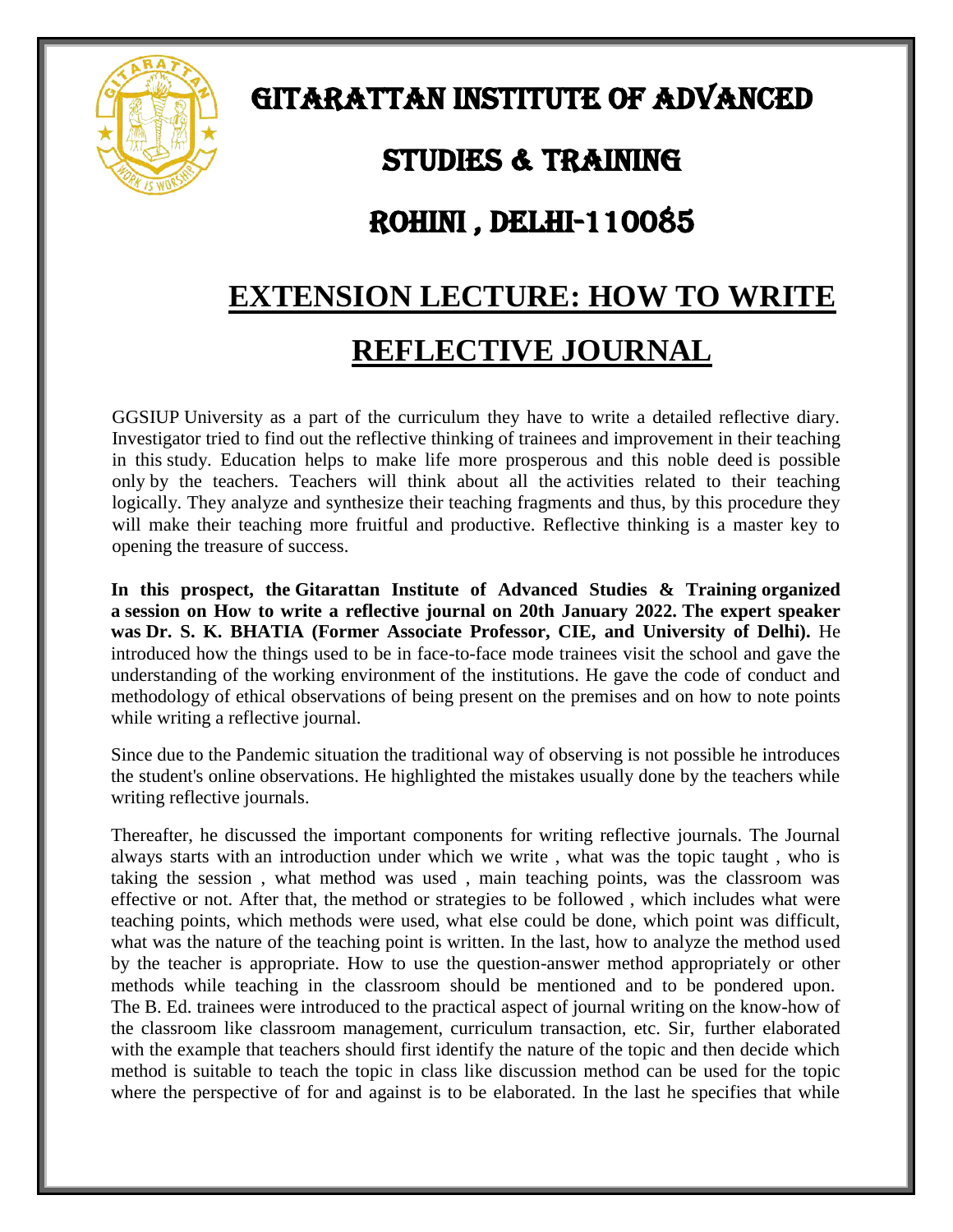# GITARATTAN INSTITUTE OF ADVANCED STUDIES & TRAINING

# ROHINI , DELHI-110085

## EXTENSION LECTURE: HOW TO WRITE REFLECTIVE JOURNAL

GGSIUP University as a part of the curriculum they have to write a detailed reflective diary. Investigator tried to find out the reflective thinking of trainees and improvement in their teaching in this study. Education helps to make life more prosperous and this noble deed is possible only by the teachers. Teachers will think about all the activities related to their teaching logically. They analyze and synthesize their teaching fragments and thus, by this procedure they will make their teaching more fruitful and productive. Reflective thinking is a master key to opening the treasure of success.

**In this prospect, the Gitarattan Institute of Advanced Studies & Training organized a session on How to write a reflective journal on 20th January 2022. The expert speaker was Dr. S. K. BHATIA (Former Associate Professor, CIE, and University of Delhi).** He introduced how the things used to be in face-to-face mode trainees visit the school and gave the understanding of the working environment of the institutions. He gave the code of conduct and methodology of ethical observations of being present on the premises and on how to note points while writing a reflective journal.

Since due to the Pandemic situation the traditional way of observing is not possible he introduces the student's online observations. He highlighted the mistakes usually done by the teachers while writing reflective journals.

Thereafter, he discussed the important components for writing reflective journals. The Journal always starts with an introduction under which we write , what was the topic taught , who is taking the session , what method was used , main teaching points, was the classroom was effective or not. After that, the method or strategies to be followed , which includes what were teaching points, which methods were used, what else could be done, which point was difficult, what was the nature of the teaching point is written. In the last, how to analyze the method used by the teacher is appropriate. How to use the question-answer method appropriately or other methods while teaching in the classroom should be mentioned and to be pondered upon. The B. Ed. trainees were introduced to the practical aspect of journal writing on the know-how of the classroom like classroom management, curriculum transaction, etc. Sir, further elaborated with the example that teachers should first identify the nature of the topic and then decide which method is suitable to teach the topic in class like discussion method can be used for the topic where the perspective of for and against is to be elaborated. In the last he specifies that while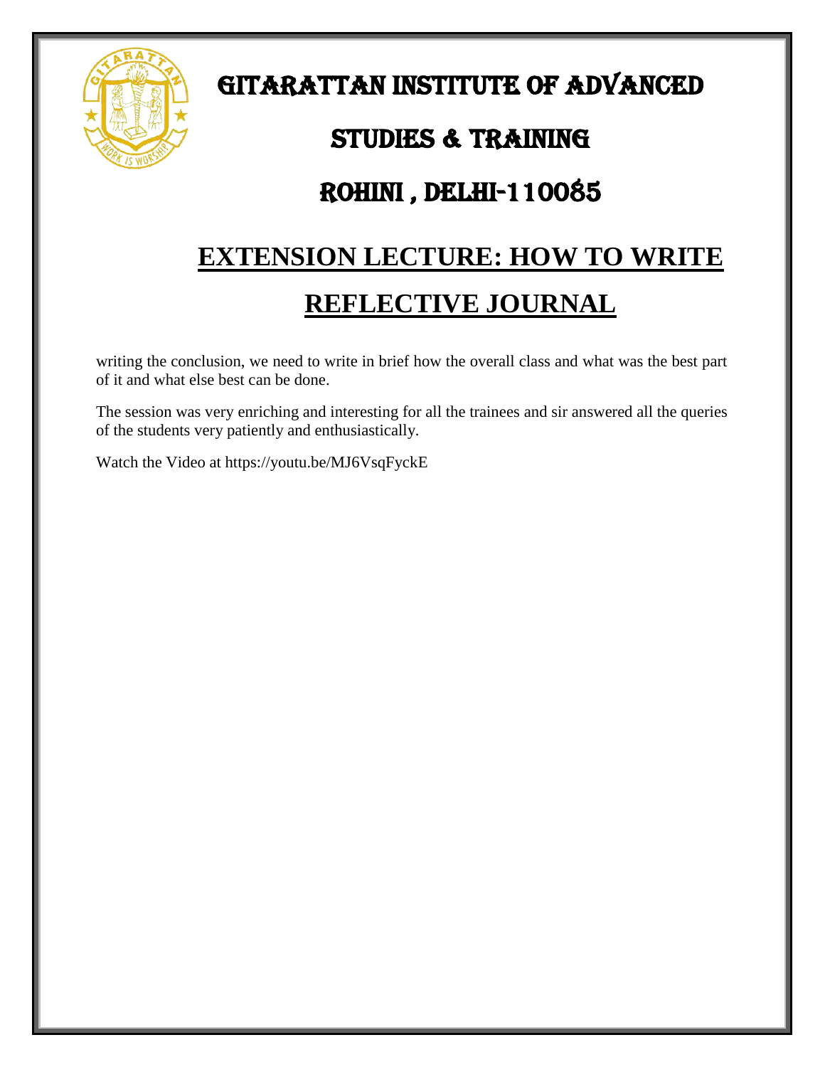# GITARATTAN INSTITUTE OF ADVANCED STUDIES & TRAINING

# ROHINI , DELHI-110085

## EXTENSION LECTURE: HOW TO WRITE REFLECTIVE JOURNAL

writing the conclusion, we need to write in brief how the overall class and what was the best part of it and what else best can be done.

The session was very enriching and interesting for all the trainees and sir answered all the queries of the students very patiently and enthusiastically.

Watch the Video at https://youtu.be/MJ6VsqFyckE